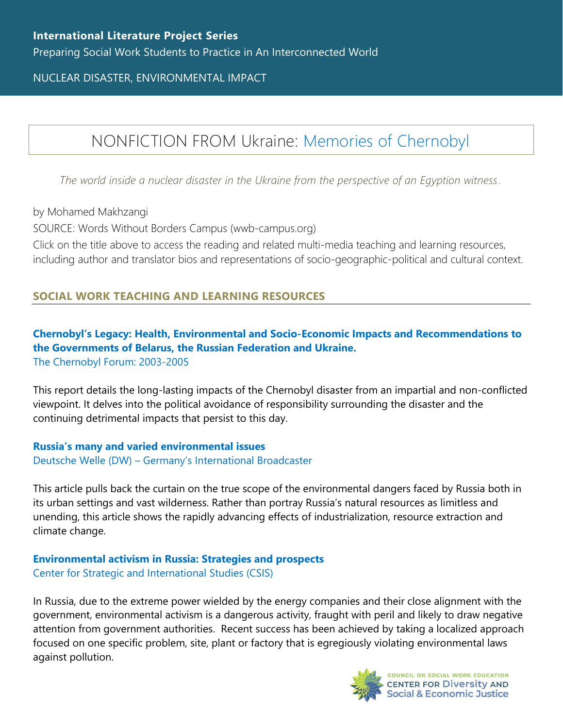**International Literature Project Series**

Preparing Social Work Students to Practice in An Interconnected World

NUCLEAR DISASTER, ENVIRONMENTAL IMPACT

# NONFICTION FROM Ukraine: Memories of Chernobyl

*The world inside a nuclear disaster in the Ukraine from the perspective of an Egyption witness.*

by Mohamed Makhzangi

SOURCE: Words Without Borders Campus (wwb-campus.org)

Click on the title above to access the reading and related multi-media teaching and learning resources, including author and translator bios and representations of socio-geographic-political and cultural context.

## SOCIAL WORK TEACHING AND LEARNING RESOURCES

**Chernobyl's Legacy: Health, Environmental and Socio-Economic Impacts and Recommendations to the Governments of Belarus, the Russian Federation and Ukraine.**
The Chernobyl Forum: 2003-2005

This report details the long-lasting impacts of the Chernobyl disaster from an impartial and non-conflicted viewpoint. It delves into the political avoidance of responsibility surrounding the disaster and the continuing detrimental impacts that persist to this day.

**Russia's many and varied environmental issues**
Deutsche Welle (DW) – Germany's International Broadcaster

This article pulls back the curtain on the true scope of the environmental dangers faced by Russia both in its urban settings and vast wilderness. Rather than portray Russia's natural resources as limitless and unending, this article shows the rapidly advancing effects of industrialization, resource extraction and climate change.

**Environmental activism in Russia: Strategies and prospects**
Center for Strategic and International Studies (CSIS)

In Russia, due to the extreme power wielded by the energy companies and their close alignment with the government, environmental activism is a dangerous activity, fraught with peril and likely to draw negative attention from government authorities. Recent success has been achieved by taking a localized approach focused on one specific problem, site, plant or factory that is egregiously violating environmental laws against pollution.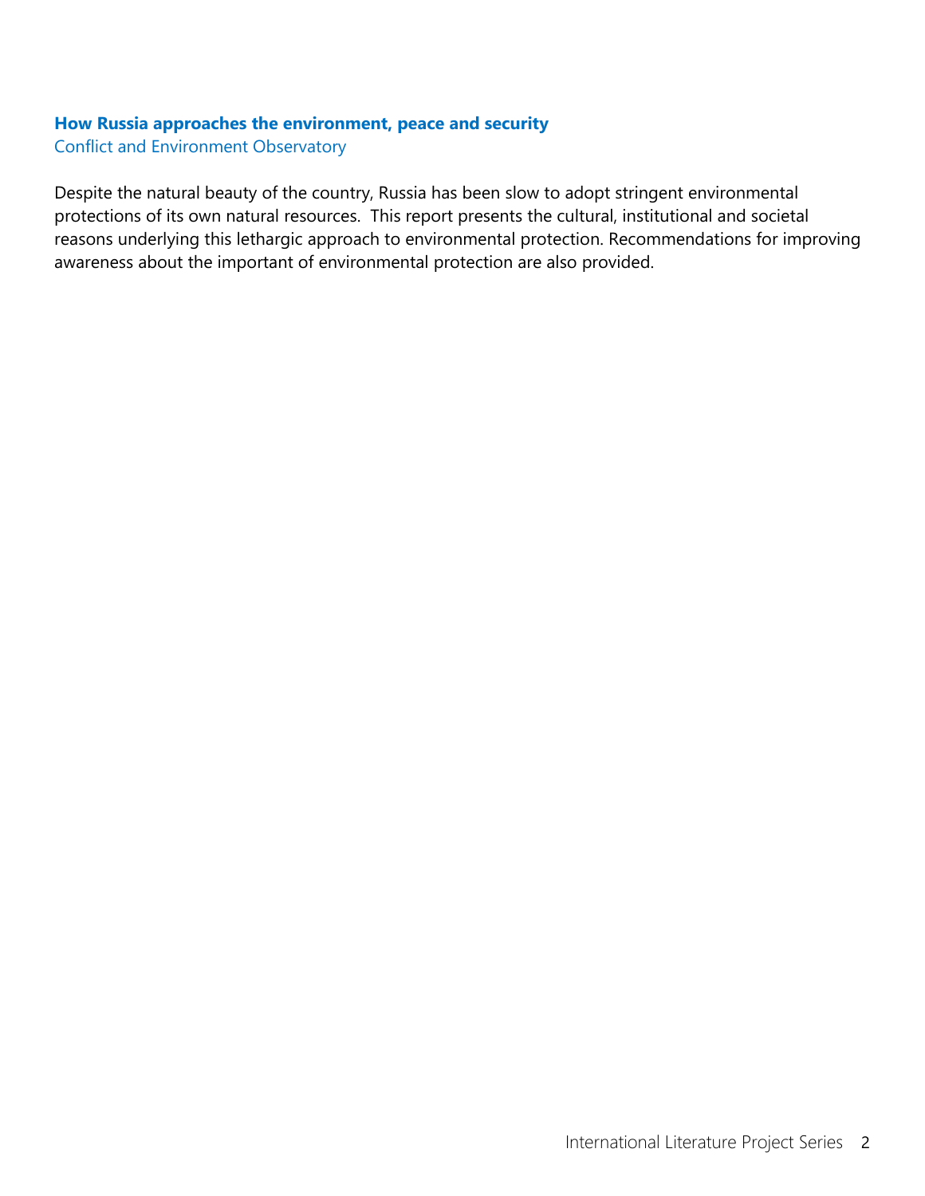**How Russia approaches the environment, peace and security**

Conflict and Environment Observatory

Despite the natural beauty of the country, Russia has been slow to adopt stringent environmental protections of its own natural resources. This report presents the cultural, institutional and societal reasons underlying this lethargic approach to environmental protection. Recommendations for improving awareness about the important of environmental protection are also provided.